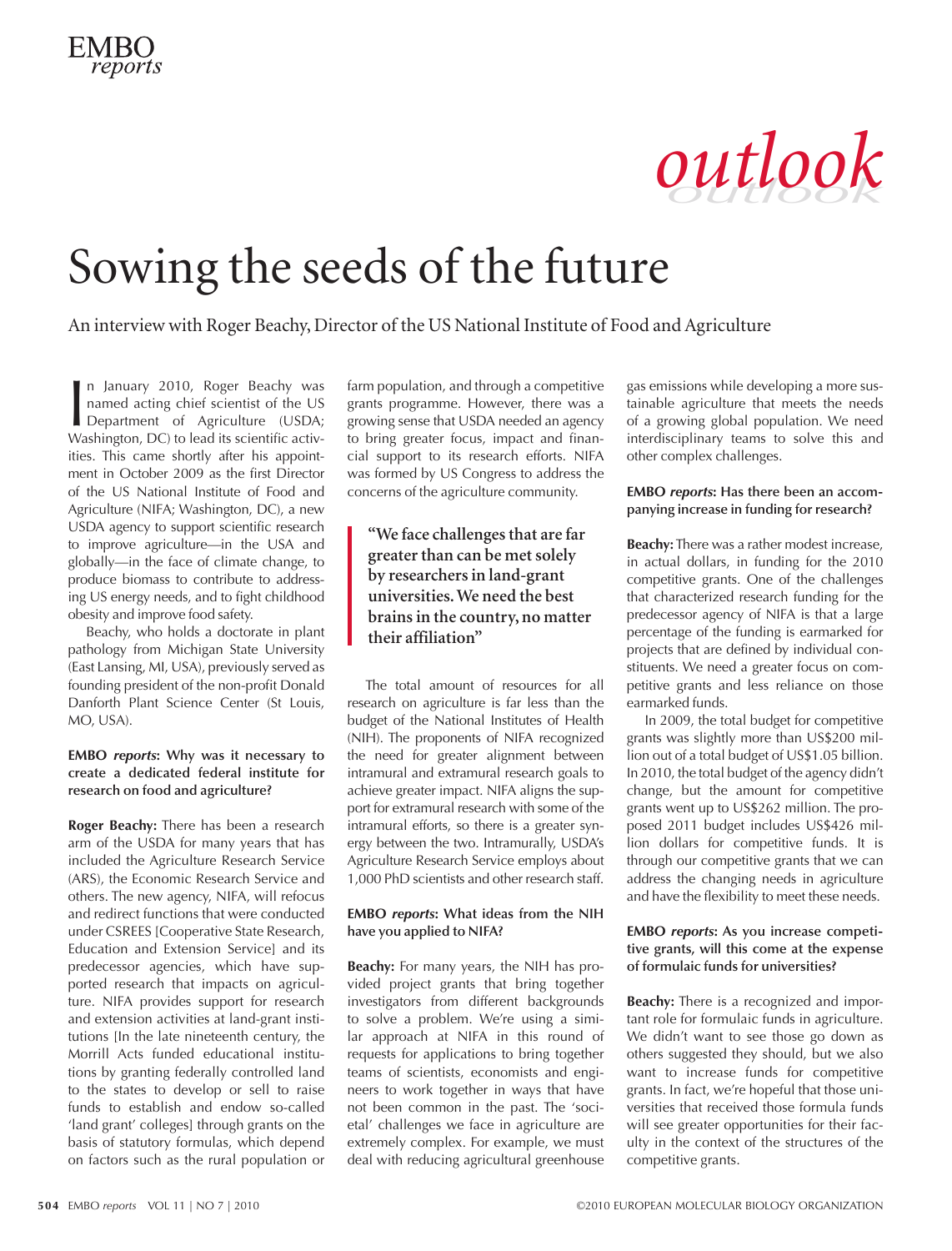*outlook*

# Sowing the seeds of the future

An interview with Roger Beachy, Director of the US National Institute of Food and Agriculture

In January 2010, Roger Beachy was named acting chief scientist of the US Department of Agriculture (USDA; Washington, DC) to lead its scientific activities. This came shortly after his appointment in October 2009 as the first Director of the US National Institute of Food and Agriculture (NIFA; Washington, DC), a new USDA agency to support scientific research to improve agriculture—in the USA and globally—in the face of climate change, to produce biomass to contribute to addressing US energy needs, and to fight childhood obesity and improve food safety.

Beachy, who holds a doctorate in plant pathology from Michigan State University (East Lansing, MI, USA), previously served as founding president of the non-profit Donald Danforth Plant Science Center (St Louis, MO, USA).

**EMBO *reports*: Why was it necessary to create a dedicated federal institute for research on food and agriculture?**

**Roger Beachy:** There has been a research arm of the USDA for many years that has included the Agriculture Research Service (ARS), the Economic Research Service and others. The new agency, NIFA, will refocus and redirect functions that were conducted under CSREES [Cooperative State Research, Education and Extension Service] and its predecessor agencies, which have supported research that impacts on agriculture. NIFA provides support for research and extension activities at land-grant institutions [In the late nineteenth century, the Morrill Acts funded educational institutions by granting federally controlled land to the states to develop or sell to raise funds to establish and endow so-called 'land grant' colleges] through grants on the basis of statutory formulas, which depend on factors such as the rural population or farm population, and through a competitive grants programme. However, there was a growing sense that USDA needed an agency to bring greater focus, impact and financial support to its research efforts. NIFA was formed by US Congress to address the concerns of the agriculture community.

> **"We face challenges that are far greater than can be met solely by researchers in land-grant universities. We need the best brains in the country, no matter their affiliation"**

The total amount of resources for all research on agriculture is far less than the budget of the National Institutes of Health (NIH). The proponents of NIFA recognized the need for greater alignment between intramural and extramural research goals to achieve greater impact. NIFA aligns the support for extramural research with some of the intramural efforts, so there is a greater synergy between the two. Intramurally, USDA's Agriculture Research Service employs about 1,000 PhD scientists and other research staff.

**EMBO *reports*: What ideas from the NIH have you applied to NIFA?**

**Beachy:** For many years, the NIH has provided project grants that bring together investigators from different backgrounds to solve a problem. We're using a similar approach at NIFA in this round of requests for applications to bring together teams of scientists, economists and engineers to work together in ways that have not been common in the past. The 'societal' challenges we face in agriculture are extremely complex. For example, we must deal with reducing agricultural greenhouse gas emissions while developing a more sustainable agriculture that meets the needs of a growing global population. We need interdisciplinary teams to solve this and other complex challenges.

**EMBO *reports*: Has there been an accompanying increase in funding for research?**

**Beachy:** There was a rather modest increase, in actual dollars, in funding for the 2010 competitive grants. One of the challenges that characterized research funding for the predecessor agency of NIFA is that a large percentage of the funding is earmarked for projects that are defined by individual constituents. We need a greater focus on competitive grants and less reliance on those earmarked funds.

In 2009, the total budget for competitive grants was slightly more than US$200 million out of a total budget of US$1.05 billion. In 2010, the total budget of the agency didn't change, but the amount for competitive grants went up to US$262 million. The proposed 2011 budget includes US$426 million dollars for competitive funds. It is through our competitive grants that we can address the changing needs in agriculture and have the flexibility to meet these needs.

**EMBO *reports*: As you increase competitive grants, will this come at the expense of formulaic funds for universities?**

**Beachy:** There is a recognized and important role for formulaic funds in agriculture. We didn't want to see those go down as others suggested they should, but we also want to increase funds for competitive grants. In fact, we're hopeful that those universities that received those formula funds will see greater opportunities for their faculty in the context of the structures of the competitive grants.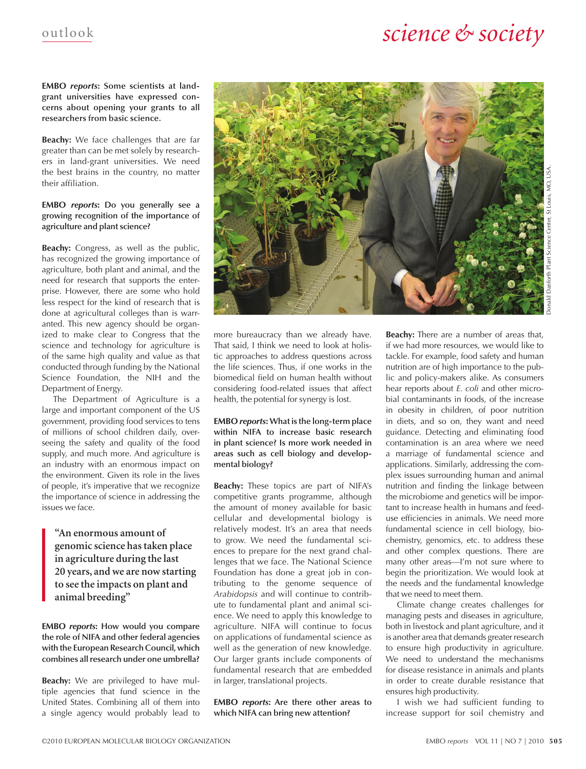**EMBO *reports*: Some scientists at land-grant universities have expressed concerns about opening your grants to all researchers from basic science.**

**Beachy:** We face challenges that are far greater than can be met solely by researchers in land-grant universities. We need the best brains in the country, no matter their affiliation.

**EMBO *reports*: Do you generally see a growing recognition of the importance of agriculture and plant science?**

**Beachy:** Congress, as well as the public, has recognized the growing importance of agriculture, both plant and animal, and the need for research that supports the enterprise. However, there are some who hold less respect for the kind of research that is done at agricultural colleges than is warranted. This new agency should be organized to make clear to Congress that the science and technology for agriculture is of the same high quality and value as that conducted through funding by the National Science Foundation, the NIH and the Department of Energy.

The Department of Agriculture is a large and important component of the US government, providing food services to tens of millions of school children daily, overseeing the safety and quality of the food supply, and much more. And agriculture is an industry with an enormous impact on the environment. Given its role in the lives of people, it's imperative that we recognize the importance of science in addressing the issues we face.

> "An enormous amount of genomic science has taken place in agriculture during the last 20 years, and we are now starting to see the impacts on plant and animal breeding"

**EMBO *reports*: How would you compare the role of NIFA and other federal agencies with the European Research Council, which combines all research under one umbrella?**

**Beachy:** We are privileged to have multiple agencies that fund science in the United States. Combining all of them into a single agency would probably lead to more bureaucracy than we already have. That said, I think we need to look at holistic approaches to address questions across the life sciences. Thus, if one works in the biomedical field on human health without considering food-related issues that affect health, the potential for synergy is lost.

**EMBO *reports*: What is the long-term place within NIFA to increase basic research in plant science? Is more work needed in areas such as cell biology and developmental biology?**

**Beachy:** These topics are part of NIFA's competitive grants programme, although the amount of money available for basic cellular and developmental biology is relatively modest. It's an area that needs to grow. We need the fundamental sciences to prepare for the next grand challenges that we face. The National Science Foundation has done a great job in contributing to the genome sequence of *Arabidopsis* and will continue to contribute to fundamental plant and animal science. We need to apply this knowledge to agriculture. NIFA will continue to focus on applications of fundamental science as well as the generation of new knowledge. Our larger grants include components of fundamental research that are embedded in larger, translational projects.

**EMBO *reports*: Are there other areas to which NIFA can bring new attention?**

**Beachy:** There are a number of areas that, if we had more resources, we would like to tackle. For example, food safety and human nutrition are of high importance to the public and policy-makers alike. As consumers hear reports about *E. coli* and other microbial contaminants in foods, of the increase in obesity in children, of poor nutrition in diets, and so on, they want and need guidance. Detecting and eliminating food contamination is an area where we need a marriage of fundamental science and applications. Similarly, addressing the complex issues surrounding human and animal nutrition and finding the linkage between the microbiome and genetics will be important to increase health in humans and feed-use efficiencies in animals. We need more fundamental science in cell biology, biochemistry, genomics, etc. to address these and other complex questions. There are many other areas—I'm not sure where to begin the prioritization. We would look at the needs and the fundamental knowledge that we need to meet them.

Climate change creates challenges for managing pests and diseases in agriculture, both in livestock and plant agriculture, and it is another area that demands greater research to ensure high productivity in agriculture. We need to understand the mechanisms for disease resistance in animals and plants in order to create durable resistance that ensures high productivity.

I wish we had sufficient funding to increase support for soil chemistry and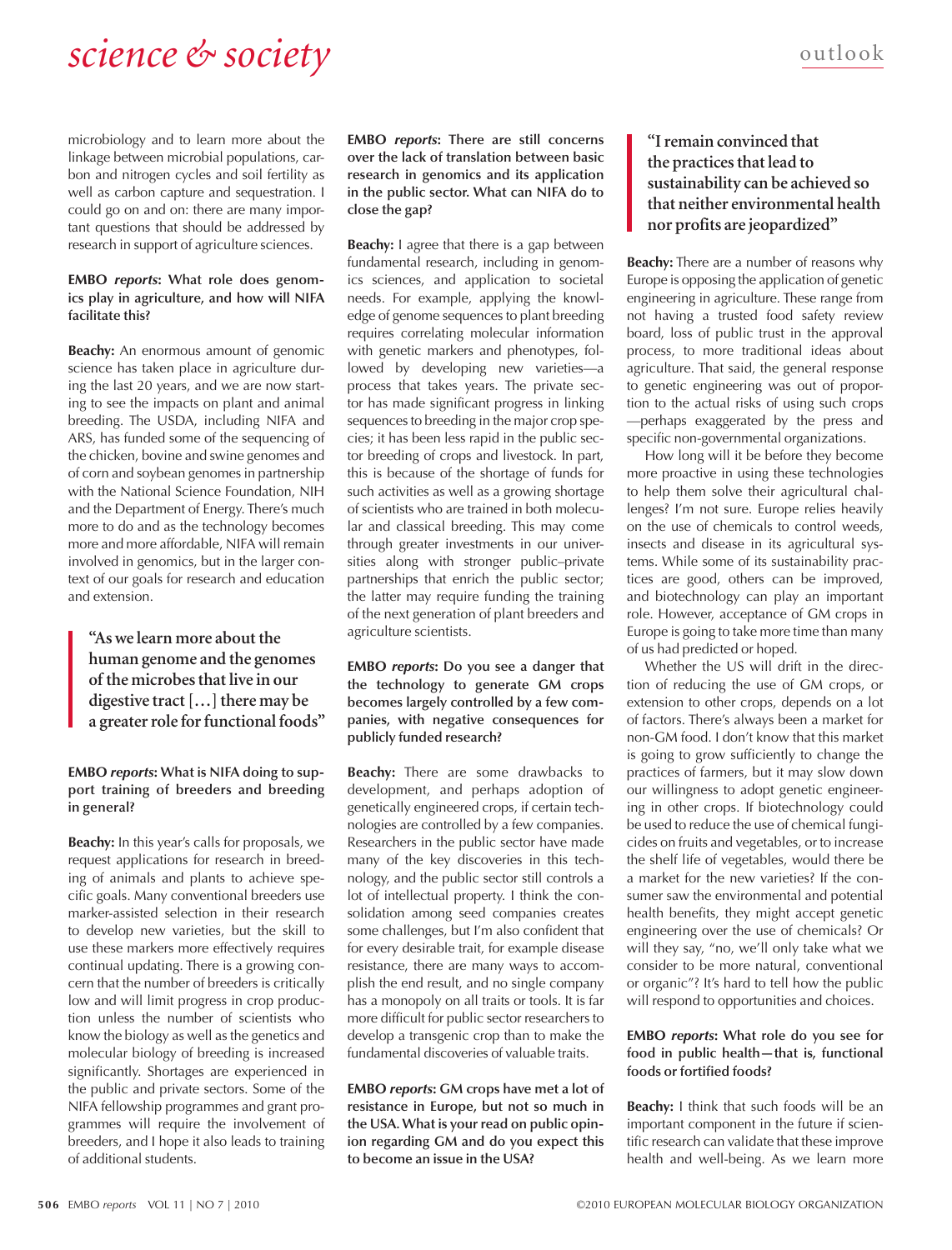microbiology and to learn more about the linkage between microbial populations, carbon and nitrogen cycles and soil fertility as well as carbon capture and sequestration. I could go on and on: there are many important questions that should be addressed by research in support of agriculture sciences.

**EMBO *reports*: What role does genomics play in agriculture, and how will NIFA facilitate this?**

**Beachy:** An enormous amount of genomic science has taken place in agriculture during the last 20 years, and we are now starting to see the impacts on plant and animal breeding. The USDA, including NIFA and ARS, has funded some of the sequencing of the chicken, bovine and swine genomes and of corn and soybean genomes in partnership with the National Science Foundation, NIH and the Department of Energy. There's much more to do and as the technology becomes more and more affordable, NIFA will remain involved in genomics, but in the larger context of our goals for research and education and extension.

> **"As we learn more about the human genome and the genomes of the microbes that live in our digestive tract […] there may be a greater role for functional foods"**

**EMBO *reports*: What is NIFA doing to support training of breeders and breeding in general?**

**Beachy:** In this year's calls for proposals, we request applications for research in breeding of animals and plants to achieve specific goals. Many conventional breeders use marker-assisted selection in their research to develop new varieties, but the skill to use these markers more effectively requires continual updating. There is a growing concern that the number of breeders is critically low and will limit progress in crop production unless the number of scientists who know the biology as well as the genetics and molecular biology of breeding is increased significantly. Shortages are experienced in the public and private sectors. Some of the NIFA fellowship programmes and grant programmes will require the involvement of breeders, and I hope it also leads to training of additional students.

**EMBO *reports*: There are still concerns over the lack of translation between basic research in genomics and its application in the public sector. What can NIFA do to close the gap?**

**Beachy:** I agree that there is a gap between fundamental research, including in genomics sciences, and application to societal needs. For example, applying the knowledge of genome sequences to plant breeding requires correlating molecular information with genetic markers and phenotypes, followed by developing new varieties—a process that takes years. The private sector has made significant progress in linking sequences to breeding in the major crop species; it has been less rapid in the public sector breeding of crops and livestock. In part, this is because of the shortage of funds for such activities as well as a growing shortage of scientists who are trained in both molecular and classical breeding. This may come through greater investments in our universities along with stronger public–private partnerships that enrich the public sector; the latter may require funding the training of the next generation of plant breeders and agriculture scientists.

**EMBO *reports*: Do you see a danger that the technology to generate GM crops becomes largely controlled by a few companies, with negative consequences for publicly funded research?**

**Beachy:** There are some drawbacks to development, and perhaps adoption of genetically engineered crops, if certain technologies are controlled by a few companies. Researchers in the public sector have made many of the key discoveries in this technology, and the public sector still controls a lot of intellectual property. I think the consolidation among seed companies creates some challenges, but I'm also confident that for every desirable trait, for example disease resistance, there are many ways to accomplish the end result, and no single company has a monopoly on all traits or tools. It is far more difficult for public sector researchers to develop a transgenic crop than to make the fundamental discoveries of valuable traits.

**EMBO *reports*: GM crops have met a lot of resistance in Europe, but not so much in the USA. What is your read on public opinion regarding GM and do you expect this to become an issue in the USA?**

> **"I remain convinced that the practices that lead to sustainability can be achieved so that neither environmental health nor profits are jeopardized"**

**Beachy:** There are a number of reasons why Europe is opposing the application of genetic engineering in agriculture. These range from not having a trusted food safety review board, loss of public trust in the approval process, to more traditional ideas about agriculture. That said, the general response to genetic engineering was out of proportion to the actual risks of using such crops—perhaps exaggerated by the press and specific non-governmental organizations.

How long will it be before they become more proactive in using these technologies to help them solve their agricultural challenges? I'm not sure. Europe relies heavily on the use of chemicals to control weeds, insects and disease in its agricultural systems. While some of its sustainability practices are good, others can be improved, and biotechnology can play an important role. However, acceptance of GM crops in Europe is going to take more time than many of us had predicted or hoped.

Whether the US will drift in the direction of reducing the use of GM crops, or extension to other crops, depends on a lot of factors. There's always been a market for non-GM food. I don't know that this market is going to grow sufficiently to change the practices of farmers, but it may slow down our willingness to adopt genetic engineering in other crops. If biotechnology could be used to reduce the use of chemical fungicides on fruits and vegetables, or to increase the shelf life of vegetables, would there be a market for the new varieties? If the consumer saw the environmental and potential health benefits, they might accept genetic engineering over the use of chemicals? Or will they say, "no, we'll only take what we consider to be more natural, conventional or organic"? It's hard to tell how the public will respond to opportunities and choices.

**EMBO *reports*: What role do you see for food in public health—that is, functional foods or fortified foods?**

**Beachy:** I think that such foods will be an important component in the future if scientific research can validate that these improve health and well-being. As we learn more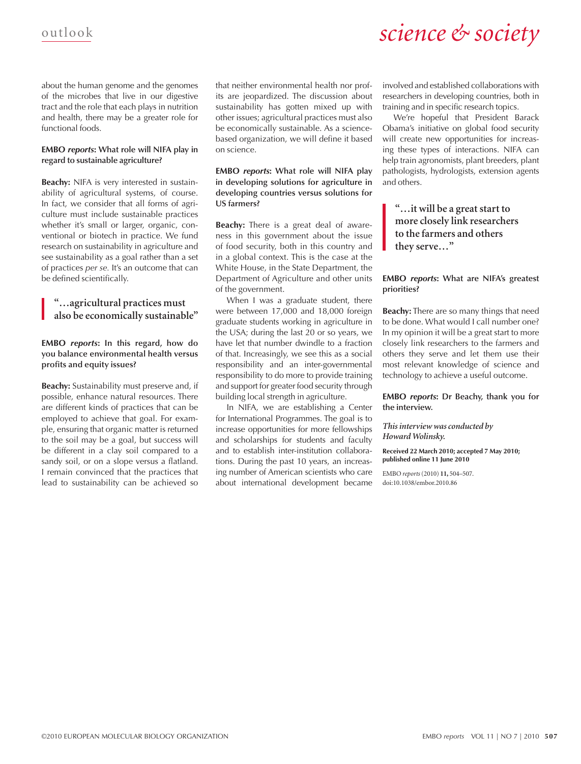about the human genome and the genomes of the microbes that live in our digestive tract and the role that each plays in nutrition and health, there may be a greater role for functional foods.

**EMBO *reports*: What role will NIFA play in regard to sustainable agriculture?**

**Beachy:** NIFA is very interested in sustainability of agricultural systems, of course. In fact, we consider that all forms of agriculture must include sustainable practices whether it's small or larger, organic, conventional or biotech in practice. We fund research on sustainability in agriculture and see sustainability as a goal rather than a set of practices *per se.* It's an outcome that can be defined scientifically.

> **"…agricultural practices must also be economically sustainable"**

**EMBO *reports*: In this regard, how do you balance environmental health versus profits and equity issues?**

**Beachy:** Sustainability must preserve and, if possible, enhance natural resources. There are different kinds of practices that can be employed to achieve that goal. For example, ensuring that organic matter is returned to the soil may be a goal, but success will be different in a clay soil compared to a sandy soil, or on a slope versus a flatland. I remain convinced that the practices that lead to sustainability can be achieved so that neither environmental health nor profits are jeopardized. The discussion about sustainability has gotten mixed up with other issues; agricultural practices must also be economically sustainable. As a science-based organization, we will define it based on science.

**EMBO *reports*: What role will NIFA play in developing solutions for agriculture in developing countries versus solutions for US farmers?**

**Beachy:** There is a great deal of awareness in this government about the issue of food security, both in this country and in a global context. This is the case at the White House, in the State Department, the Department of Agriculture and other units of the government.

When I was a graduate student, there were between 17,000 and 18,000 foreign graduate students working in agriculture in the USA; during the last 20 or so years, we have let that number dwindle to a fraction of that. Increasingly, we see this as a social responsibility and an inter-governmental responsibility to do more to provide training and support for greater food security through building local strength in agriculture.

In NIFA, we are establishing a Center for International Programmes. The goal is to increase opportunities for more fellowships and scholarships for students and faculty and to establish inter-institution collaborations. During the past 10 years, an increasing number of American scientists who care about international development became involved and established collaborations with researchers in developing countries, both in training and in specific research topics.

We're hopeful that President Barack Obama's initiative on global food security will create new opportunities for increasing these types of interactions. NIFA can help train agronomists, plant breeders, plant pathologists, hydrologists, extension agents and others.

> **"…it will be a great start to more closely link researchers to the farmers and others they serve…"**

**EMBO *reports*: What are NIFA's greatest priorities?**

**Beachy:** There are so many things that need to be done. What would I call number one? In my opinion it will be a great start to more closely link researchers to the farmers and others they serve and let them use their most relevant knowledge of science and technology to achieve a useful outcome.

**EMBO *reports*: Dr Beachy, thank you for the interview.**

***This interview was conducted by Howard Wolinsky.***

**Received 22 March 2010; accepted 7 May 2010; published online 11 June 2010**

EMBO *reports* (2010) **11,** 504–507. doi:10.1038/embor.2010.86